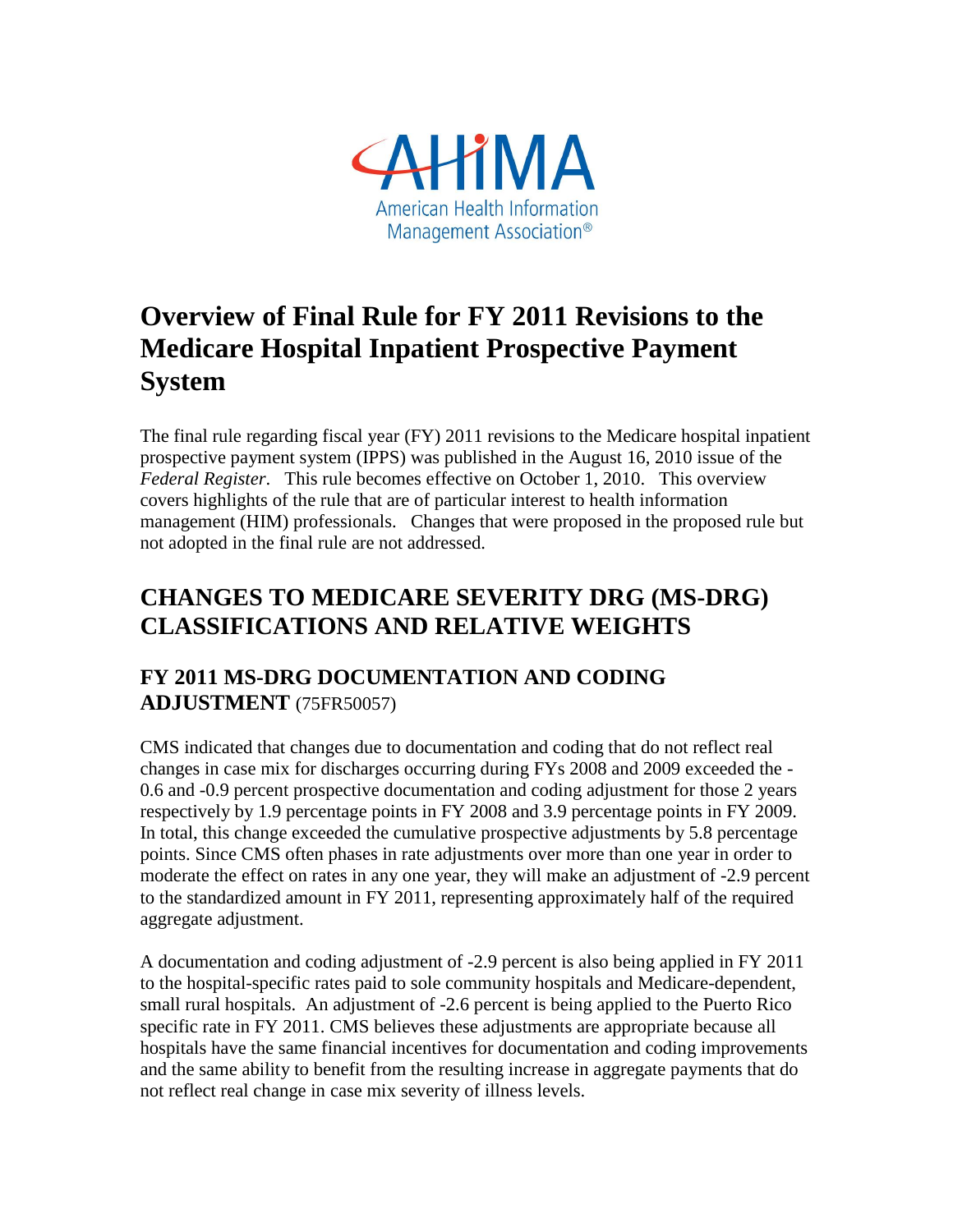AHIMA
American Health Information Management Association®

# Overview of Final Rule for FY 2011 Revisions to the Medicare Hospital Inpatient Prospective Payment System

The final rule regarding fiscal year (FY) 2011 revisions to the Medicare hospital inpatient prospective payment system (IPPS) was published in the August 16, 2010 issue of the *Federal Register*. This rule becomes effective on October 1, 2010. This overview covers highlights of the rule that are of particular interest to health information management (HIM) professionals. Changes that were proposed in the proposed rule but not adopted in the final rule are not addressed.

## CHANGES TO MEDICARE SEVERITY DRG (MS-DRG) CLASSIFICATIONS AND RELATIVE WEIGHTS

### FY 2011 MS-DRG DOCUMENTATION AND CODING ADJUSTMENT (75FR50057)

CMS indicated that changes due to documentation and coding that do not reflect real changes in case mix for discharges occurring during FYs 2008 and 2009 exceeded the -0.6 and -0.9 percent prospective documentation and coding adjustment for those 2 years respectively by 1.9 percentage points in FY 2008 and 3.9 percentage points in FY 2009. In total, this change exceeded the cumulative prospective adjustments by 5.8 percentage points. Since CMS often phases in rate adjustments over more than one year in order to moderate the effect on rates in any one year, they will make an adjustment of -2.9 percent to the standardized amount in FY 2011, representing approximately half of the required aggregate adjustment.

A documentation and coding adjustment of -2.9 percent is also being applied in FY 2011 to the hospital-specific rates paid to sole community hospitals and Medicare-dependent, small rural hospitals. An adjustment of -2.6 percent is being applied to the Puerto Rico specific rate in FY 2011. CMS believes these adjustments are appropriate because all hospitals have the same financial incentives for documentation and coding improvements and the same ability to benefit from the resulting increase in aggregate payments that do not reflect real change in case mix severity of illness levels.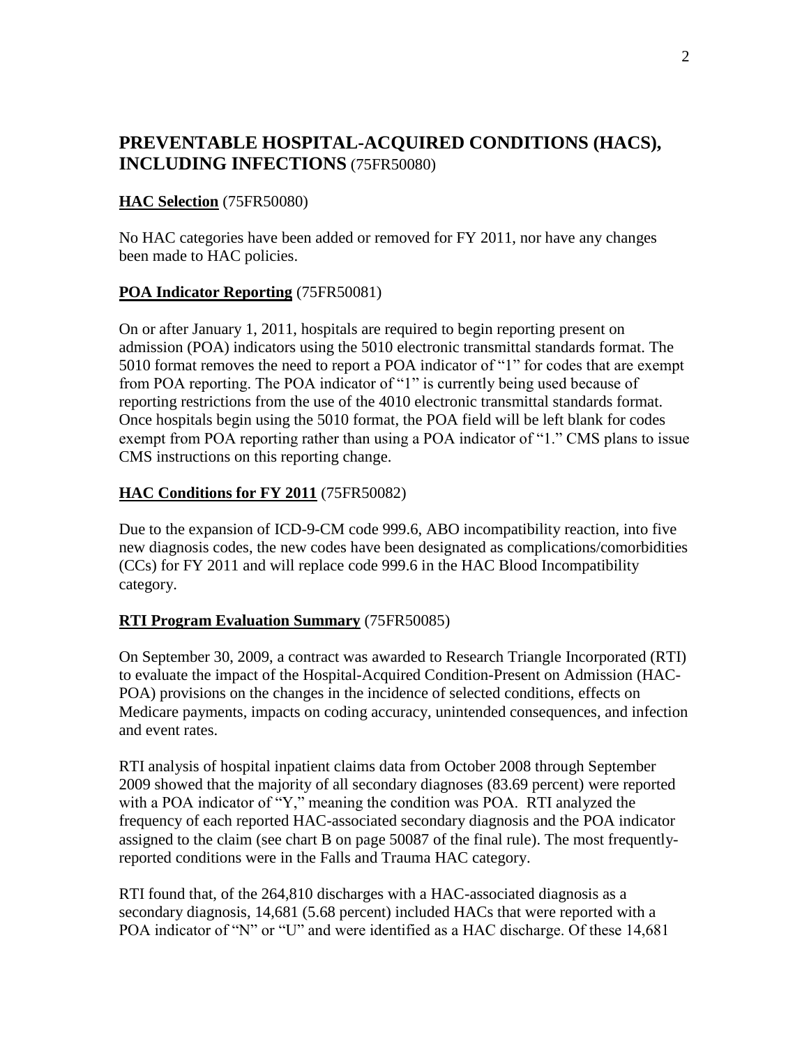# PREVENTABLE HOSPITAL-ACQUIRED CONDITIONS (HACS), INCLUDING INFECTIONS (75FR50080)

**HAC Selection** (75FR50080)

No HAC categories have been added or removed for FY 2011, nor have any changes been made to HAC policies.

**POA Indicator Reporting** (75FR50081)

On or after January 1, 2011, hospitals are required to begin reporting present on admission (POA) indicators using the 5010 electronic transmittal standards format. The 5010 format removes the need to report a POA indicator of "1" for codes that are exempt from POA reporting. The POA indicator of "1" is currently being used because of reporting restrictions from the use of the 4010 electronic transmittal standards format. Once hospitals begin using the 5010 format, the POA field will be left blank for codes exempt from POA reporting rather than using a POA indicator of "1." CMS plans to issue CMS instructions on this reporting change.

**HAC Conditions for FY 2011** (75FR50082)

Due to the expansion of ICD-9-CM code 999.6, ABO incompatibility reaction, into five new diagnosis codes, the new codes have been designated as complications/comorbidities (CCs) for FY 2011 and will replace code 999.6 in the HAC Blood Incompatibility category.

**RTI Program Evaluation Summary** (75FR50085)

On September 30, 2009, a contract was awarded to Research Triangle Incorporated (RTI) to evaluate the impact of the Hospital-Acquired Condition-Present on Admission (HAC-POA) provisions on the changes in the incidence of selected conditions, effects on Medicare payments, impacts on coding accuracy, unintended consequences, and infection and event rates.

RTI analysis of hospital inpatient claims data from October 2008 through September 2009 showed that the majority of all secondary diagnoses (83.69 percent) were reported with a POA indicator of "Y," meaning the condition was POA. RTI analyzed the frequency of each reported HAC-associated secondary diagnosis and the POA indicator assigned to the claim (see chart B on page 50087 of the final rule). The most frequently-reported conditions were in the Falls and Trauma HAC category.

RTI found that, of the 264,810 discharges with a HAC-associated diagnosis as a secondary diagnosis, 14,681 (5.68 percent) included HACs that were reported with a POA indicator of "N" or "U" and were identified as a HAC discharge. Of these 14,681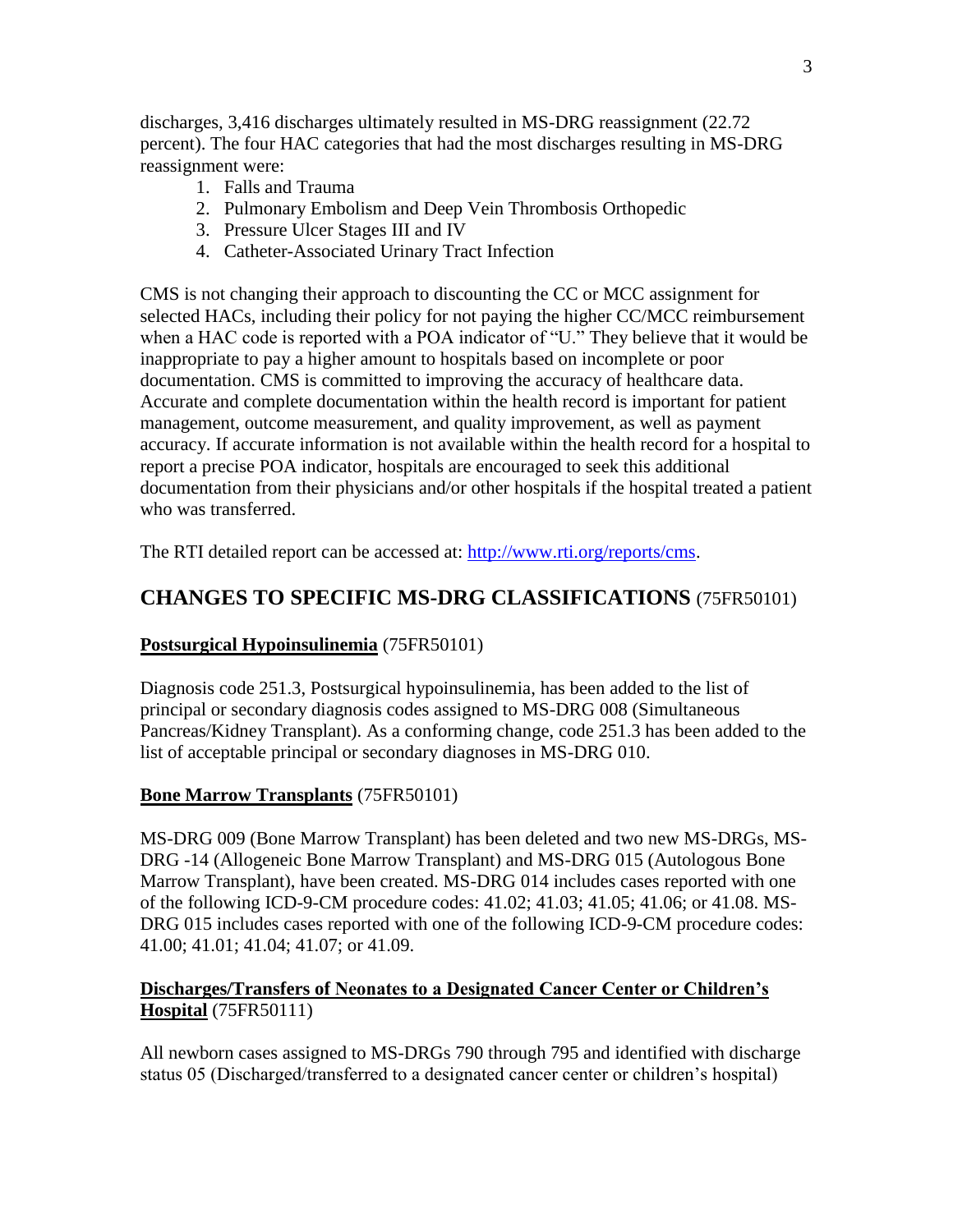discharges, 3,416 discharges ultimately resulted in MS-DRG reassignment (22.72 percent). The four HAC categories that had the most discharges resulting in MS-DRG reassignment were:

1. Falls and Trauma
2. Pulmonary Embolism and Deep Vein Thrombosis Orthopedic
3. Pressure Ulcer Stages III and IV
4. Catheter-Associated Urinary Tract Infection

CMS is not changing their approach to discounting the CC or MCC assignment for selected HACs, including their policy for not paying the higher CC/MCC reimbursement when a HAC code is reported with a POA indicator of "U." They believe that it would be inappropriate to pay a higher amount to hospitals based on incomplete or poor documentation. CMS is committed to improving the accuracy of healthcare data. Accurate and complete documentation within the health record is important for patient management, outcome measurement, and quality improvement, as well as payment accuracy. If accurate information is not available within the health record for a hospital to report a precise POA indicator, hospitals are encouraged to seek this additional documentation from their physicians and/or other hospitals if the hospital treated a patient who was transferred.

The RTI detailed report can be accessed at: http://www.rti.org/reports/cms.

## CHANGES TO SPECIFIC MS-DRG CLASSIFICATIONS (75FR50101)

**Postsurgical Hypoinsulinemia** (75FR50101)

Diagnosis code 251.3, Postsurgical hypoinsulinemia, has been added to the list of principal or secondary diagnosis codes assigned to MS-DRG 008 (Simultaneous Pancreas/Kidney Transplant). As a conforming change, code 251.3 has been added to the list of acceptable principal or secondary diagnoses in MS-DRG 010.

**Bone Marrow Transplants** (75FR50101)

MS-DRG 009 (Bone Marrow Transplant) has been deleted and two new MS-DRGs, MS-DRG -14 (Allogeneic Bone Marrow Transplant) and MS-DRG 015 (Autologous Bone Marrow Transplant), have been created. MS-DRG 014 includes cases reported with one of the following ICD-9-CM procedure codes: 41.02; 41.03; 41.05; 41.06; or 41.08. MS-DRG 015 includes cases reported with one of the following ICD-9-CM procedure codes: 41.00; 41.01; 41.04; 41.07; or 41.09.

**Discharges/Transfers of Neonates to a Designated Cancer Center or Children's Hospital** (75FR50111)

All newborn cases assigned to MS-DRGs 790 through 795 and identified with discharge status 05 (Discharged/transferred to a designated cancer center or children's hospital)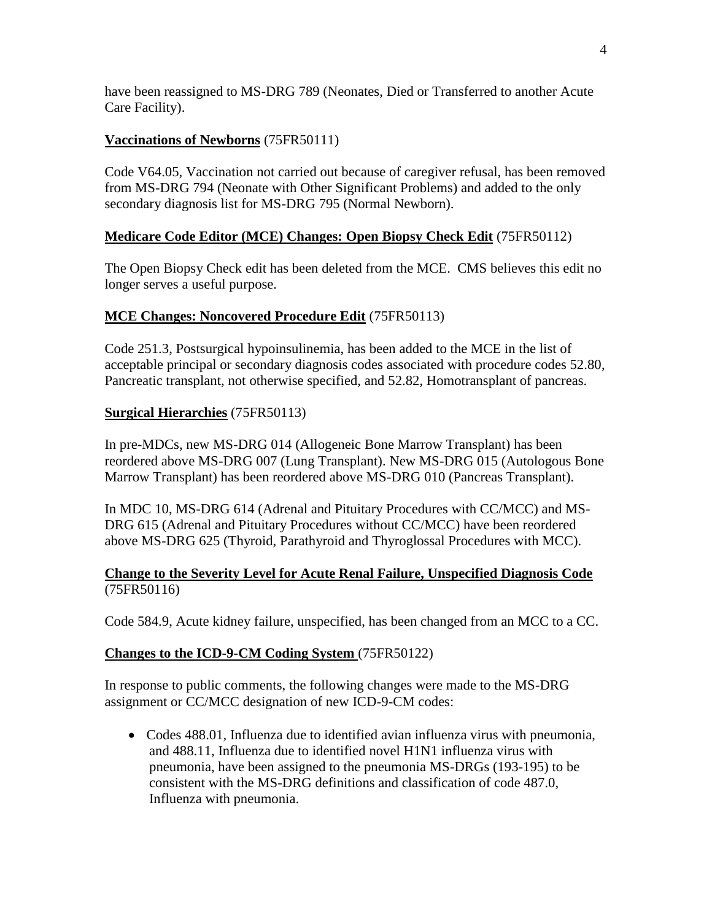have been reassigned to MS-DRG 789 (Neonates, Died or Transferred to another Acute Care Facility).

**Vaccinations of Newborns** (75FR50111)

Code V64.05, Vaccination not carried out because of caregiver refusal, has been removed from MS-DRG 794 (Neonate with Other Significant Problems) and added to the only secondary diagnosis list for MS-DRG 795 (Normal Newborn).

**Medicare Code Editor (MCE) Changes: Open Biopsy Check Edit** (75FR50112)

The Open Biopsy Check edit has been deleted from the MCE. CMS believes this edit no longer serves a useful purpose.

**MCE Changes: Noncovered Procedure Edit** (75FR50113)

Code 251.3, Postsurgical hypoinsulinemia, has been added to the MCE in the list of acceptable principal or secondary diagnosis codes associated with procedure codes 52.80, Pancreatic transplant, not otherwise specified, and 52.82, Homotransplant of pancreas.

**Surgical Hierarchies** (75FR50113)

In pre-MDCs, new MS-DRG 014 (Allogeneic Bone Marrow Transplant) has been reordered above MS-DRG 007 (Lung Transplant). New MS-DRG 015 (Autologous Bone Marrow Transplant) has been reordered above MS-DRG 010 (Pancreas Transplant).

In MDC 10, MS-DRG 614 (Adrenal and Pituitary Procedures with CC/MCC) and MS-DRG 615 (Adrenal and Pituitary Procedures without CC/MCC) have been reordered above MS-DRG 625 (Thyroid, Parathyroid and Thyroglossal Procedures with MCC).

**Change to the Severity Level for Acute Renal Failure, Unspecified Diagnosis Code** (75FR50116)

Code 584.9, Acute kidney failure, unspecified, has been changed from an MCC to a CC.

**Changes to the ICD-9-CM Coding System** (75FR50122)

In response to public comments, the following changes were made to the MS-DRG assignment or CC/MCC designation of new ICD-9-CM codes:

- Codes 488.01, Influenza due to identified avian influenza virus with pneumonia, and 488.11, Influenza due to identified novel H1N1 influenza virus with pneumonia, have been assigned to the pneumonia MS-DRGs (193-195) to be consistent with the MS-DRG definitions and classification of code 487.0, Influenza with pneumonia.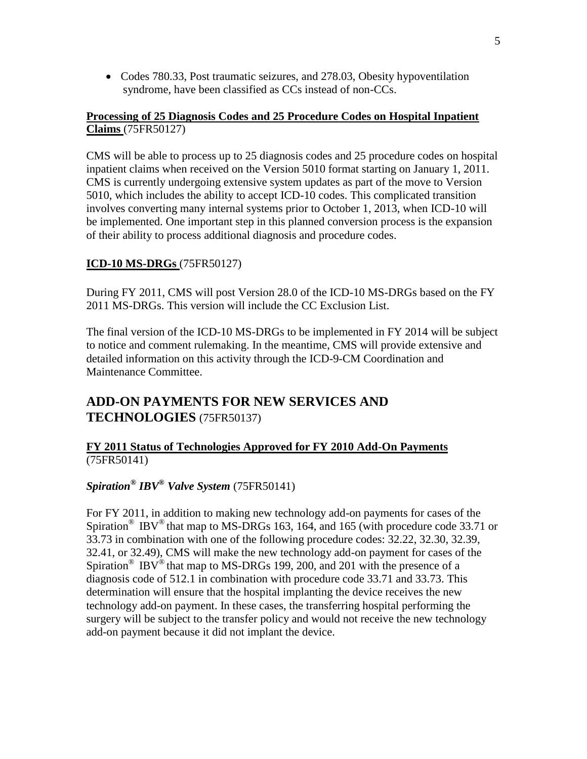- Codes 780.33, Post traumatic seizures, and 278.03, Obesity hypoventilation syndrome, have been classified as CCs instead of non-CCs.

**Processing of 25 Diagnosis Codes and 25 Procedure Codes on Hospital Inpatient Claims** (75FR50127)

CMS will be able to process up to 25 diagnosis codes and 25 procedure codes on hospital inpatient claims when received on the Version 5010 format starting on January 1, 2011. CMS is currently undergoing extensive system updates as part of the move to Version 5010, which includes the ability to accept ICD-10 codes. This complicated transition involves converting many internal systems prior to October 1, 2013, when ICD-10 will be implemented. One important step in this planned conversion process is the expansion of their ability to process additional diagnosis and procedure codes.

**ICD-10 MS-DRGs** (75FR50127)

During FY 2011, CMS will post Version 28.0 of the ICD-10 MS-DRGs based on the FY 2011 MS-DRGs. This version will include the CC Exclusion List.

The final version of the ICD-10 MS-DRGs to be implemented in FY 2014 will be subject to notice and comment rulemaking. In the meantime, CMS will provide extensive and detailed information on this activity through the ICD-9-CM Coordination and Maintenance Committee.

## ADD-ON PAYMENTS FOR NEW SERVICES AND TECHNOLOGIES (75FR50137)

**FY 2011 Status of Technologies Approved for FY 2010 Add-On Payments** (75FR50141)

***Spiration® IBV® Valve System*** (75FR50141)

For FY 2011, in addition to making new technology add-on payments for cases of the Spiration® IBV® that map to MS-DRGs 163, 164, and 165 (with procedure code 33.71 or 33.73 in combination with one of the following procedure codes: 32.22, 32.30, 32.39, 32.41, or 32.49), CMS will make the new technology add-on payment for cases of the Spiration® IBV® that map to MS-DRGs 199, 200, and 201 with the presence of a diagnosis code of 512.1 in combination with procedure code 33.71 and 33.73. This determination will ensure that the hospital implanting the device receives the new technology add-on payment. In these cases, the transferring hospital performing the surgery will be subject to the transfer policy and would not receive the new technology add-on payment because it did not implant the device.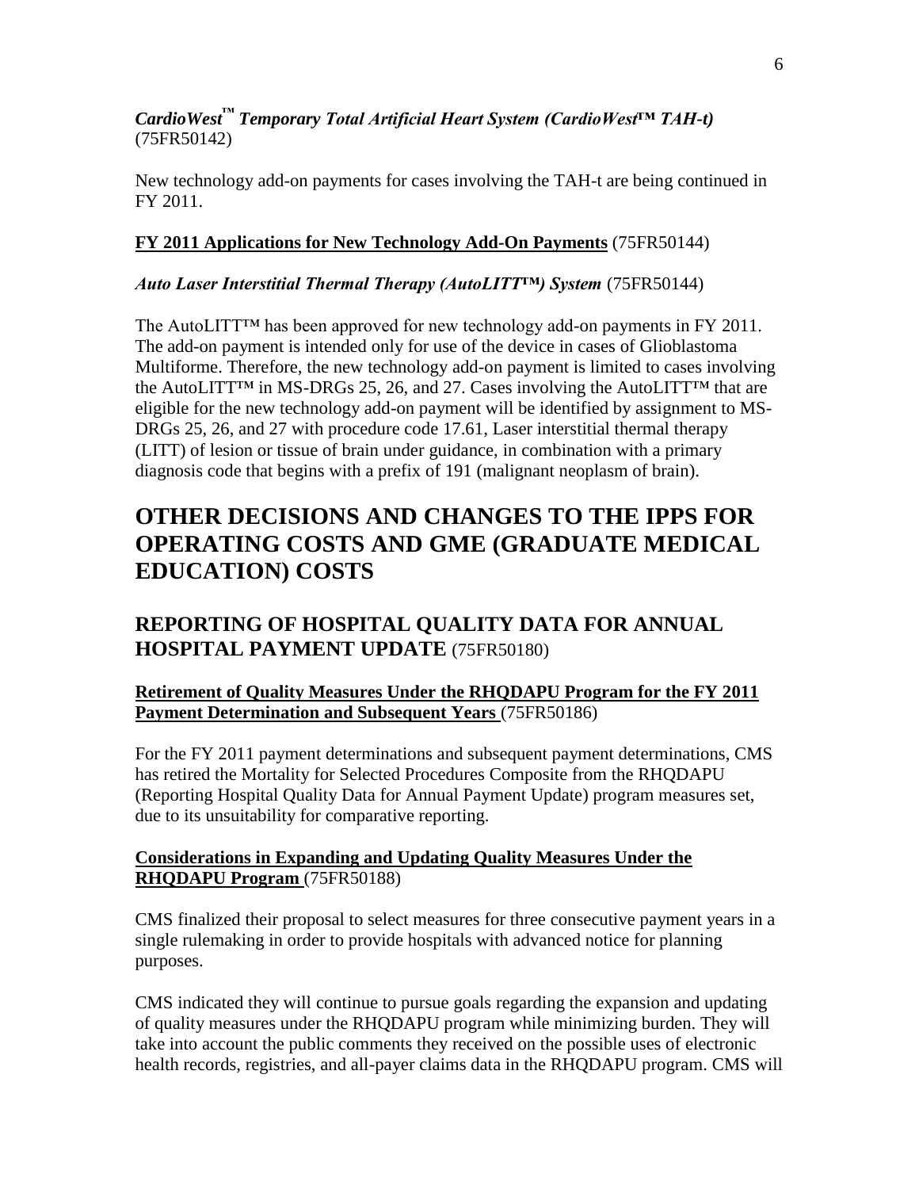***CardioWest™ Temporary Total Artificial Heart System (CardioWest™ TAH-t)*** (75FR50142)

New technology add-on payments for cases involving the TAH-t are being continued in FY 2011.

**FY 2011 Applications for New Technology Add-On Payments** (75FR50144)

***Auto Laser Interstitial Thermal Therapy (AutoLITT™) System*** (75FR50144)

The AutoLITT™ has been approved for new technology add-on payments in FY 2011. The add-on payment is intended only for use of the device in cases of Glioblastoma Multiforme. Therefore, the new technology add-on payment is limited to cases involving the AutoLITT™ in MS-DRGs 25, 26, and 27. Cases involving the AutoLITT™ that are eligible for the new technology add-on payment will be identified by assignment to MS-DRGs 25, 26, and 27 with procedure code 17.61, Laser interstitial thermal therapy (LITT) of lesion or tissue of brain under guidance, in combination with a primary diagnosis code that begins with a prefix of 191 (malignant neoplasm of brain).

# OTHER DECISIONS AND CHANGES TO THE IPPS FOR OPERATING COSTS AND GME (GRADUATE MEDICAL EDUCATION) COSTS

## REPORTING OF HOSPITAL QUALITY DATA FOR ANNUAL HOSPITAL PAYMENT UPDATE (75FR50180)

**Retirement of Quality Measures Under the RHQDAPU Program for the FY 2011 Payment Determination and Subsequent Years** (75FR50186)

For the FY 2011 payment determinations and subsequent payment determinations, CMS has retired the Mortality for Selected Procedures Composite from the RHQDAPU (Reporting Hospital Quality Data for Annual Payment Update) program measures set, due to its unsuitability for comparative reporting.

**Considerations in Expanding and Updating Quality Measures Under the RHQDAPU Program** (75FR50188)

CMS finalized their proposal to select measures for three consecutive payment years in a single rulemaking in order to provide hospitals with advanced notice for planning purposes.

CMS indicated they will continue to pursue goals regarding the expansion and updating of quality measures under the RHQDAPU program while minimizing burden. They will take into account the public comments they received on the possible uses of electronic health records, registries, and all-payer claims data in the RHQDAPU program. CMS will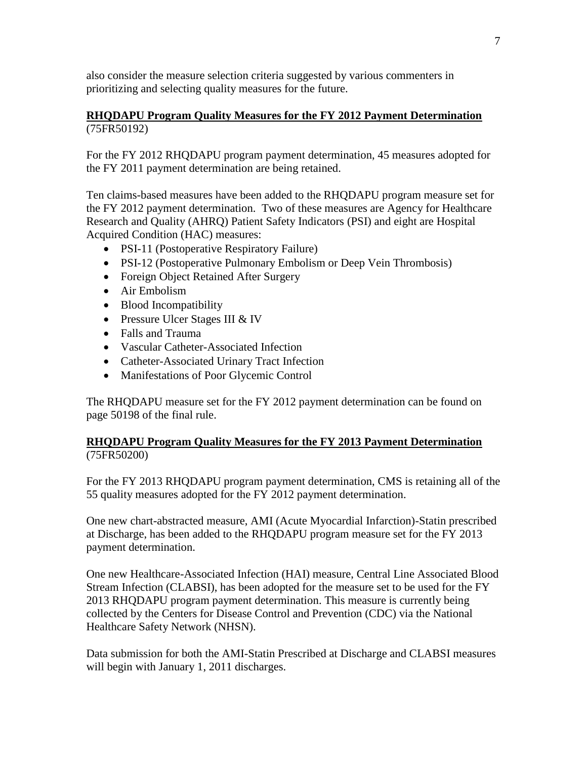also consider the measure selection criteria suggested by various commenters in prioritizing and selecting quality measures for the future.

**RHQDAPU Program Quality Measures for the FY 2012 Payment Determination**
(75FR50192)

For the FY 2012 RHQDAPU program payment determination, 45 measures adopted for the FY 2011 payment determination are being retained.

Ten claims-based measures have been added to the RHQDAPU program measure set for the FY 2012 payment determination. Two of these measures are Agency for Healthcare Research and Quality (AHRQ) Patient Safety Indicators (PSI) and eight are Hospital Acquired Condition (HAC) measures:

- PSI-11 (Postoperative Respiratory Failure)
- PSI-12 (Postoperative Pulmonary Embolism or Deep Vein Thrombosis)
- Foreign Object Retained After Surgery
- Air Embolism
- Blood Incompatibility
- Pressure Ulcer Stages III & IV
- Falls and Trauma
- Vascular Catheter-Associated Infection
- Catheter-Associated Urinary Tract Infection
- Manifestations of Poor Glycemic Control

The RHQDAPU measure set for the FY 2012 payment determination can be found on page 50198 of the final rule.

**RHQDAPU Program Quality Measures for the FY 2013 Payment Determination**
(75FR50200)

For the FY 2013 RHQDAPU program payment determination, CMS is retaining all of the 55 quality measures adopted for the FY 2012 payment determination.

One new chart-abstracted measure, AMI (Acute Myocardial Infarction)-Statin prescribed at Discharge, has been added to the RHQDAPU program measure set for the FY 2013 payment determination.

One new Healthcare-Associated Infection (HAI) measure, Central Line Associated Blood Stream Infection (CLABSI), has been adopted for the measure set to be used for the FY 2013 RHQDAPU program payment determination. This measure is currently being collected by the Centers for Disease Control and Prevention (CDC) via the National Healthcare Safety Network (NHSN).

Data submission for both the AMI-Statin Prescribed at Discharge and CLABSI measures will begin with January 1, 2011 discharges.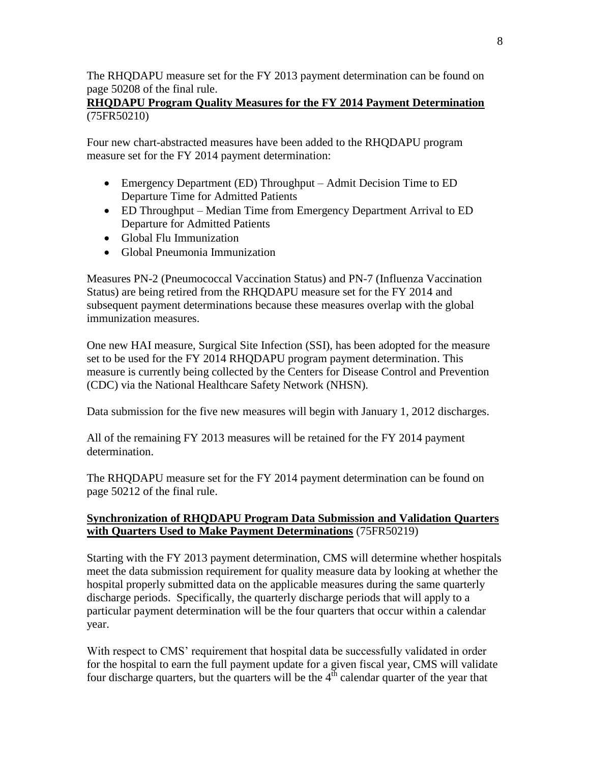The RHQDAPU measure set for the FY 2013 payment determination can be found on page 50208 of the final rule.

**RHQDAPU Program Quality Measures for the FY 2014 Payment Determination** (75FR50210)

Four new chart-abstracted measures have been added to the RHQDAPU program measure set for the FY 2014 payment determination:

- Emergency Department (ED) Throughput – Admit Decision Time to ED Departure Time for Admitted Patients
- ED Throughput – Median Time from Emergency Department Arrival to ED Departure for Admitted Patients
- Global Flu Immunization
- Global Pneumonia Immunization

Measures PN-2 (Pneumococcal Vaccination Status) and PN-7 (Influenza Vaccination Status) are being retired from the RHQDAPU measure set for the FY 2014 and subsequent payment determinations because these measures overlap with the global immunization measures.

One new HAI measure, Surgical Site Infection (SSI), has been adopted for the measure set to be used for the FY 2014 RHQDAPU program payment determination. This measure is currently being collected by the Centers for Disease Control and Prevention (CDC) via the National Healthcare Safety Network (NHSN).

Data submission for the five new measures will begin with January 1, 2012 discharges.

All of the remaining FY 2013 measures will be retained for the FY 2014 payment determination.

The RHQDAPU measure set for the FY 2014 payment determination can be found on page 50212 of the final rule.

**Synchronization of RHQDAPU Program Data Submission and Validation Quarters with Quarters Used to Make Payment Determinations** (75FR50219)

Starting with the FY 2013 payment determination, CMS will determine whether hospitals meet the data submission requirement for quality measure data by looking at whether the hospital properly submitted data on the applicable measures during the same quarterly discharge periods. Specifically, the quarterly discharge periods that will apply to a particular payment determination will be the four quarters that occur within a calendar year.

With respect to CMS' requirement that hospital data be successfully validated in order for the hospital to earn the full payment update for a given fiscal year, CMS will validate four discharge quarters, but the quarters will be the 4th calendar quarter of the year that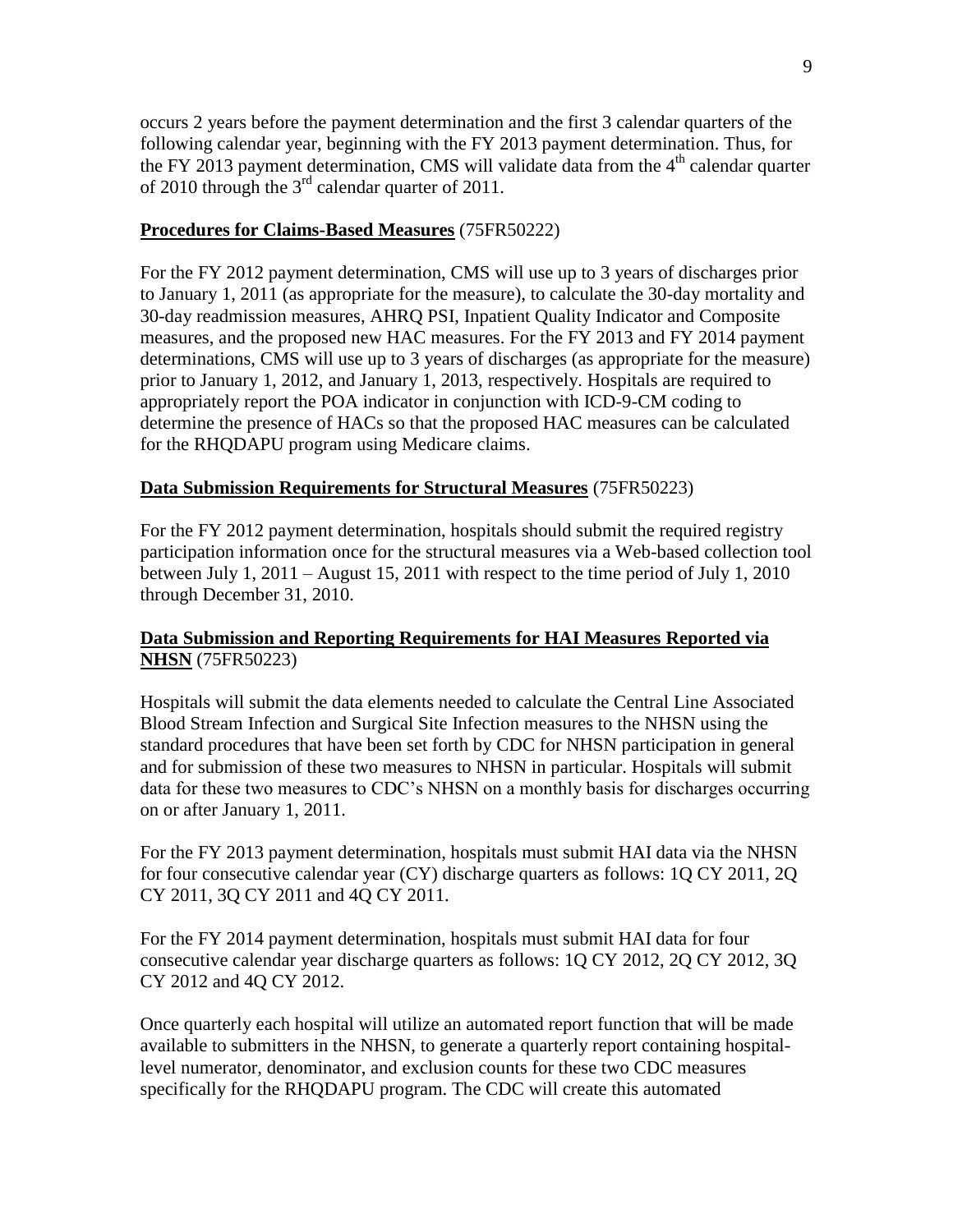occurs 2 years before the payment determination and the first 3 calendar quarters of the following calendar year, beginning with the FY 2013 payment determination. Thus, for the FY 2013 payment determination, CMS will validate data from the 4th calendar quarter of 2010 through the 3rd calendar quarter of 2011.

**Procedures for Claims-Based Measures** (75FR50222)

For the FY 2012 payment determination, CMS will use up to 3 years of discharges prior to January 1, 2011 (as appropriate for the measure), to calculate the 30-day mortality and 30-day readmission measures, AHRQ PSI, Inpatient Quality Indicator and Composite measures, and the proposed new HAC measures. For the FY 2013 and FY 2014 payment determinations, CMS will use up to 3 years of discharges (as appropriate for the measure) prior to January 1, 2012, and January 1, 2013, respectively. Hospitals are required to appropriately report the POA indicator in conjunction with ICD-9-CM coding to determine the presence of HACs so that the proposed HAC measures can be calculated for the RHQDAPU program using Medicare claims.

**Data Submission Requirements for Structural Measures** (75FR50223)

For the FY 2012 payment determination, hospitals should submit the required registry participation information once for the structural measures via a Web-based collection tool between July 1, 2011 – August 15, 2011 with respect to the time period of July 1, 2010 through December 31, 2010.

**Data Submission and Reporting Requirements for HAI Measures Reported via NHSN** (75FR50223)

Hospitals will submit the data elements needed to calculate the Central Line Associated Blood Stream Infection and Surgical Site Infection measures to the NHSN using the standard procedures that have been set forth by CDC for NHSN participation in general and for submission of these two measures to NHSN in particular. Hospitals will submit data for these two measures to CDC's NHSN on a monthly basis for discharges occurring on or after January 1, 2011.

For the FY 2013 payment determination, hospitals must submit HAI data via the NHSN for four consecutive calendar year (CY) discharge quarters as follows: 1Q CY 2011, 2Q CY 2011, 3Q CY 2011 and 4Q CY 2011.

For the FY 2014 payment determination, hospitals must submit HAI data for four consecutive calendar year discharge quarters as follows: 1Q CY 2012, 2Q CY 2012, 3Q CY 2012 and 4Q CY 2012.

Once quarterly each hospital will utilize an automated report function that will be made available to submitters in the NHSN, to generate a quarterly report containing hospital-level numerator, denominator, and exclusion counts for these two CDC measures specifically for the RHQDAPU program. The CDC will create this automated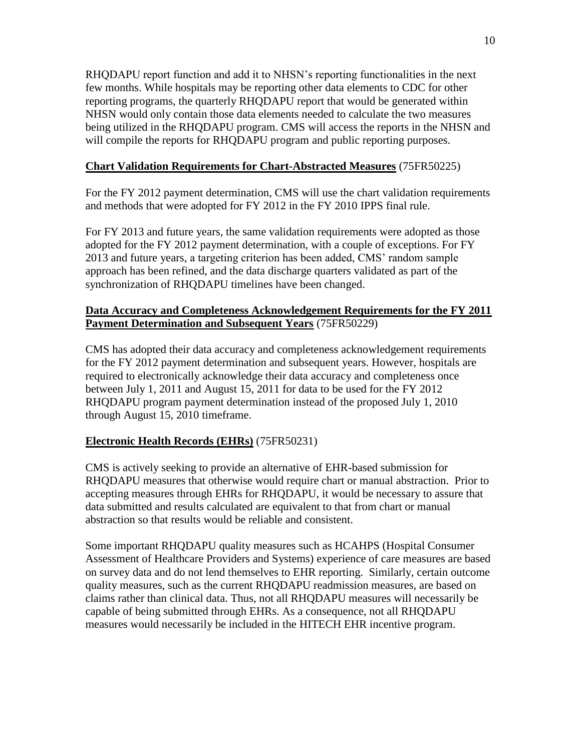RHQDAPU report function and add it to NHSN's reporting functionalities in the next few months. While hospitals may be reporting other data elements to CDC for other reporting programs, the quarterly RHQDAPU report that would be generated within NHSN would only contain those data elements needed to calculate the two measures being utilized in the RHQDAPU program. CMS will access the reports in the NHSN and will compile the reports for RHQDAPU program and public reporting purposes.

**Chart Validation Requirements for Chart-Abstracted Measures** (75FR50225)

For the FY 2012 payment determination, CMS will use the chart validation requirements and methods that were adopted for FY 2012 in the FY 2010 IPPS final rule.

For FY 2013 and future years, the same validation requirements were adopted as those adopted for the FY 2012 payment determination, with a couple of exceptions. For FY 2013 and future years, a targeting criterion has been added, CMS' random sample approach has been refined, and the data discharge quarters validated as part of the synchronization of RHQDAPU timelines have been changed.

**Data Accuracy and Completeness Acknowledgement Requirements for the FY 2011 Payment Determination and Subsequent Years** (75FR50229)

CMS has adopted their data accuracy and completeness acknowledgement requirements for the FY 2012 payment determination and subsequent years. However, hospitals are required to electronically acknowledge their data accuracy and completeness once between July 1, 2011 and August 15, 2011 for data to be used for the FY 2012 RHQDAPU program payment determination instead of the proposed July 1, 2010 through August 15, 2010 timeframe.

**Electronic Health Records (EHRs)** (75FR50231)

CMS is actively seeking to provide an alternative of EHR-based submission for RHQDAPU measures that otherwise would require chart or manual abstraction. Prior to accepting measures through EHRs for RHQDAPU, it would be necessary to assure that data submitted and results calculated are equivalent to that from chart or manual abstraction so that results would be reliable and consistent.

Some important RHQDAPU quality measures such as HCAHPS (Hospital Consumer Assessment of Healthcare Providers and Systems) experience of care measures are based on survey data and do not lend themselves to EHR reporting. Similarly, certain outcome quality measures, such as the current RHQDAPU readmission measures, are based on claims rather than clinical data. Thus, not all RHQDAPU measures will necessarily be capable of being submitted through EHRs. As a consequence, not all RHQDAPU measures would necessarily be included in the HITECH EHR incentive program.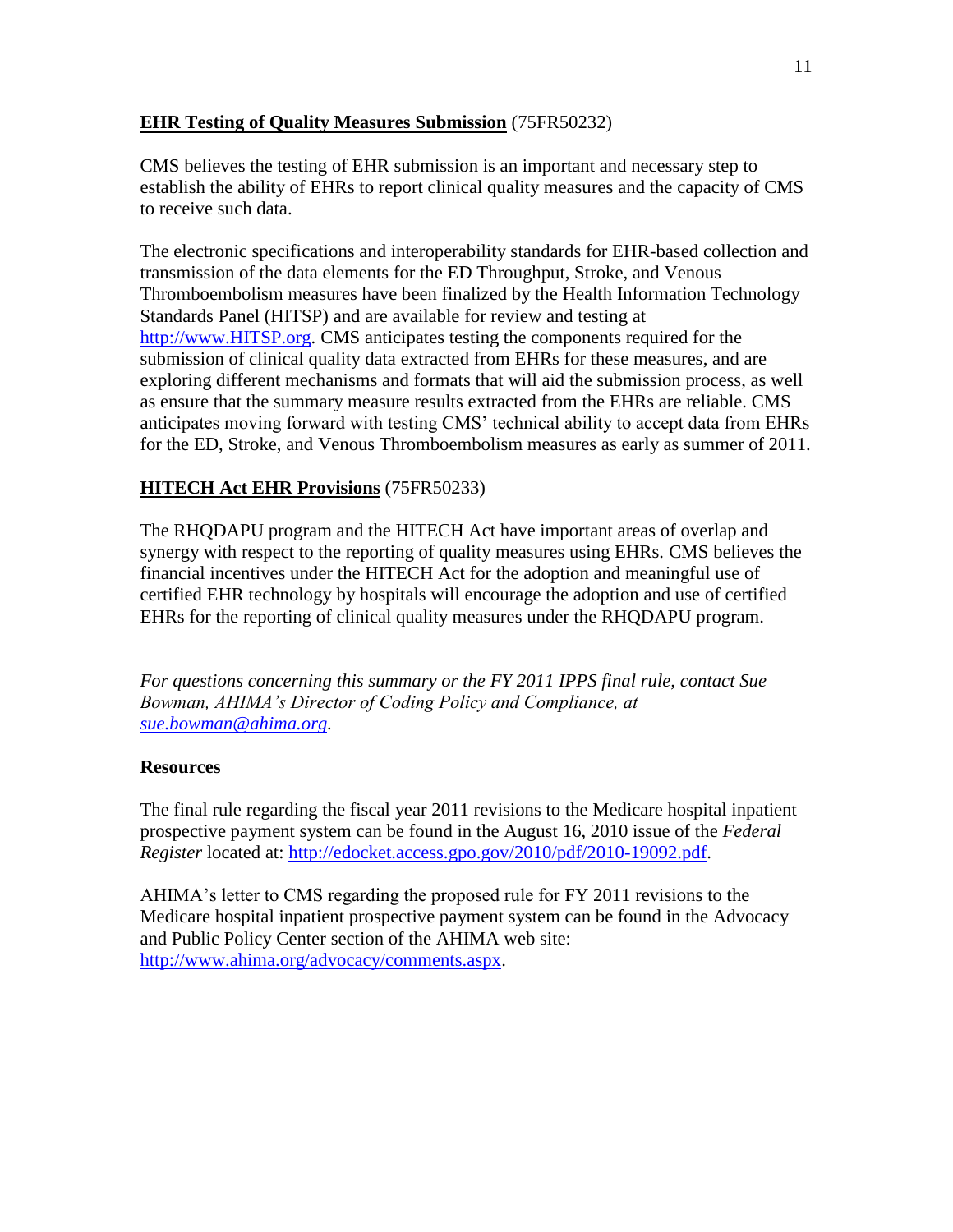**<u>EHR Testing of Quality Measures Submission</u>** (75FR50232)

CMS believes the testing of EHR submission is an important and necessary step to establish the ability of EHRs to report clinical quality measures and the capacity of CMS to receive such data.

The electronic specifications and interoperability standards for EHR-based collection and transmission of the data elements for the ED Throughput, Stroke, and Venous Thromboembolism measures have been finalized by the Health Information Technology Standards Panel (HITSP) and are available for review and testing at http://www.HITSP.org. CMS anticipates testing the components required for the submission of clinical quality data extracted from EHRs for these measures, and are exploring different mechanisms and formats that will aid the submission process, as well as ensure that the summary measure results extracted from the EHRs are reliable. CMS anticipates moving forward with testing CMS' technical ability to accept data from EHRs for the ED, Stroke, and Venous Thromboembolism measures as early as summer of 2011.

**<u>HITECH Act EHR Provisions</u>** (75FR50233)

The RHQDAPU program and the HITECH Act have important areas of overlap and synergy with respect to the reporting of quality measures using EHRs. CMS believes the financial incentives under the HITECH Act for the adoption and meaningful use of certified EHR technology by hospitals will encourage the adoption and use of certified EHRs for the reporting of clinical quality measures under the RHQDAPU program.

*For questions concerning this summary or the FY 2011 IPPS final rule, contact Sue Bowman, AHIMA's Director of Coding Policy and Compliance, at sue.bowman@ahima.org.*

**Resources**

The final rule regarding the fiscal year 2011 revisions to the Medicare hospital inpatient prospective payment system can be found in the August 16, 2010 issue of the *Federal Register* located at: http://edocket.access.gpo.gov/2010/pdf/2010-19092.pdf.

AHIMA's letter to CMS regarding the proposed rule for FY 2011 revisions to the Medicare hospital inpatient prospective payment system can be found in the Advocacy and Public Policy Center section of the AHIMA web site: http://www.ahima.org/advocacy/comments.aspx.